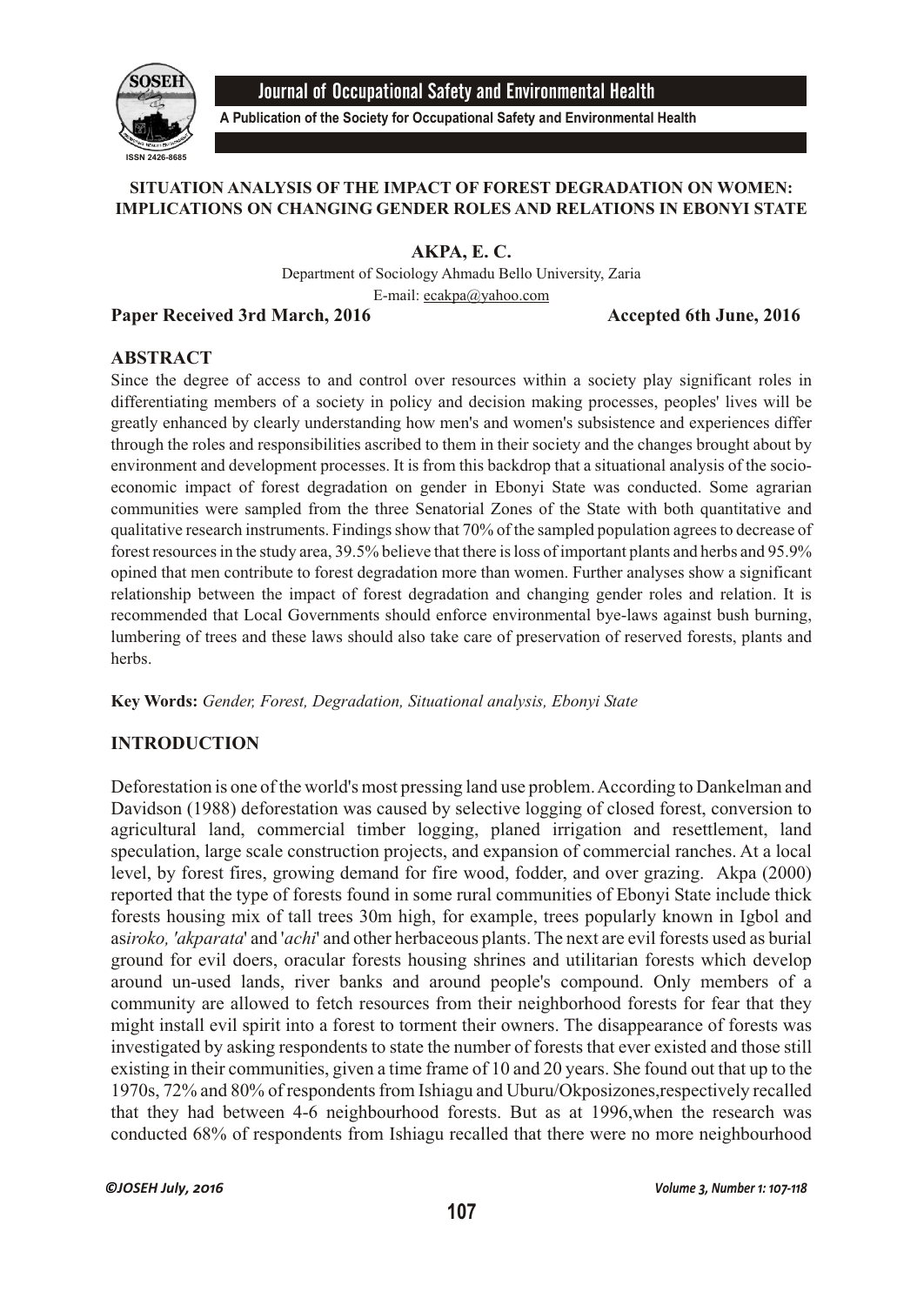# SITUATION ANALYSIS OF THE IMPACT OF FOREST DEGRADATION ON WOMEN: IMPLICATIONS ON CHANGING GENDER ROLES AND RELATIONS IN EBONYI STATE

**AKPA, E. C.**

Department of Sociology Ahmadu Bello University, Zaria

E-mail: ecakpa@yahoo.com

**Paper Received 3rd March, 2016** **Accepted 6th June, 2016**

## ABSTRACT

Since the degree of access to and control over resources within a society play significant roles in differentiating members of a society in policy and decision making processes, peoples' lives will be greatly enhanced by clearly understanding how men's and women's subsistence and experiences differ through the roles and responsibilities ascribed to them in their society and the changes brought about by environment and development processes. It is from this backdrop that a situational analysis of the socio-economic impact of forest degradation on gender in Ebonyi State was conducted. Some agrarian communities were sampled from the three Senatorial Zones of the State with both quantitative and qualitative research instruments. Findings show that 70% of the sampled population agrees to decrease of forest resources in the study area, 39.5% believe that there is loss of important plants and herbs and 95.9% opined that men contribute to forest degradation more than women. Further analyses show a significant relationship between the impact of forest degradation and changing gender roles and relation. It is recommended that Local Governments should enforce environmental bye-laws against bush burning, lumbering of trees and these laws should also take care of preservation of reserved forests, plants and herbs.

**Key Words:** *Gender, Forest, Degradation, Situational analysis, Ebonyi State*

## INTRODUCTION

Deforestation is one of the world's most pressing land use problem. According to Dankelman and Davidson (1988) deforestation was caused by selective logging of closed forest, conversion to agricultural land, commercial timber logging, planed irrigation and resettlement, land speculation, large scale construction projects, and expansion of commercial ranches. At a local level, by forest fires, growing demand for fire wood, fodder, and over grazing. Akpa (2000) reported that the type of forests found in some rural communities of Ebonyi State include thick forests housing mix of tall trees 30m high, for example, trees popularly known in Igbol and as*iroko, 'akparata*' and '*achi*' and other herbaceous plants. The next are evil forests used as burial ground for evil doers, oracular forests housing shrines and utilitarian forests which develop around un-used lands, river banks and around people's compound. Only members of a community are allowed to fetch resources from their neighborhood forests for fear that they might install evil spirit into a forest to torment their owners. The disappearance of forests was investigated by asking respondents to state the number of forests that ever existed and those still existing in their communities, given a time frame of 10 and 20 years. She found out that up to the 1970s, 72% and 80% of respondents from Ishiagu and Uburu/Okposizones,respectively recalled that they had between 4-6 neighbourhood forests. But as at 1996,when the research was conducted 68% of respondents from Ishiagu recalled that there were no more neighbourhood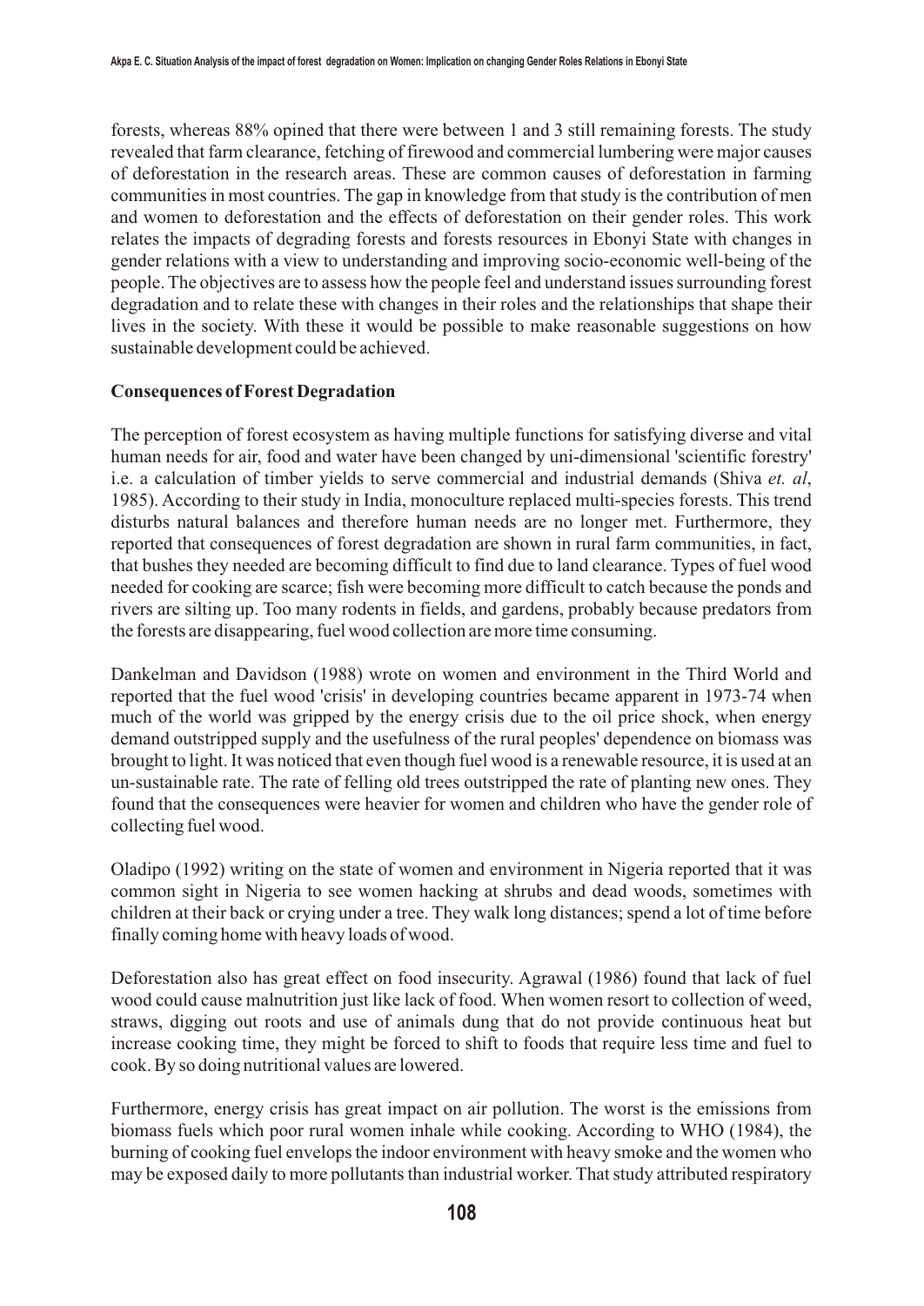forests, whereas 88% opined that there were between 1 and 3 still remaining forests. The study revealed that farm clearance, fetching of firewood and commercial lumbering were major causes of deforestation in the research areas. These are common causes of deforestation in farming communities in most countries. The gap in knowledge from that study is the contribution of men and women to deforestation and the effects of deforestation on their gender roles. This work relates the impacts of degrading forests and forests resources in Ebonyi State with changes in gender relations with a view to understanding and improving socio-economic well-being of the people. The objectives are to assess how the people feel and understand issues surrounding forest degradation and to relate these with changes in their roles and the relationships that shape their lives in the society. With these it would be possible to make reasonable suggestions on how sustainable development could be achieved.

## Consequences of Forest Degradation

The perception of forest ecosystem as having multiple functions for satisfying diverse and vital human needs for air, food and water have been changed by uni-dimensional 'scientific forestry' i.e. a calculation of timber yields to serve commercial and industrial demands (Shiva *et. al*, 1985). According to their study in India, monoculture replaced multi-species forests. This trend disturbs natural balances and therefore human needs are no longer met. Furthermore, they reported that consequences of forest degradation are shown in rural farm communities, in fact, that bushes they needed are becoming difficult to find due to land clearance. Types of fuel wood needed for cooking are scarce; fish were becoming more difficult to catch because the ponds and rivers are silting up. Too many rodents in fields, and gardens, probably because predators from the forests are disappearing, fuel wood collection are more time consuming.

Dankelman and Davidson (1988) wrote on women and environment in the Third World and reported that the fuel wood 'crisis' in developing countries became apparent in 1973-74 when much of the world was gripped by the energy crisis due to the oil price shock, when energy demand outstripped supply and the usefulness of the rural peoples' dependence on biomass was brought to light. It was noticed that even though fuel wood is a renewable resource, it is used at an un-sustainable rate. The rate of felling old trees outstripped the rate of planting new ones. They found that the consequences were heavier for women and children who have the gender role of collecting fuel wood.

Oladipo (1992) writing on the state of women and environment in Nigeria reported that it was common sight in Nigeria to see women hacking at shrubs and dead woods, sometimes with children at their back or crying under a tree. They walk long distances; spend a lot of time before finally coming home with heavy loads of wood.

Deforestation also has great effect on food insecurity. Agrawal (1986) found that lack of fuel wood could cause malnutrition just like lack of food. When women resort to collection of weed, straws, digging out roots and use of animals dung that do not provide continuous heat but increase cooking time, they might be forced to shift to foods that require less time and fuel to cook. By so doing nutritional values are lowered.

Furthermore, energy crisis has great impact on air pollution. The worst is the emissions from biomass fuels which poor rural women inhale while cooking. According to WHO (1984), the burning of cooking fuel envelops the indoor environment with heavy smoke and the women who may be exposed daily to more pollutants than industrial worker. That study attributed respiratory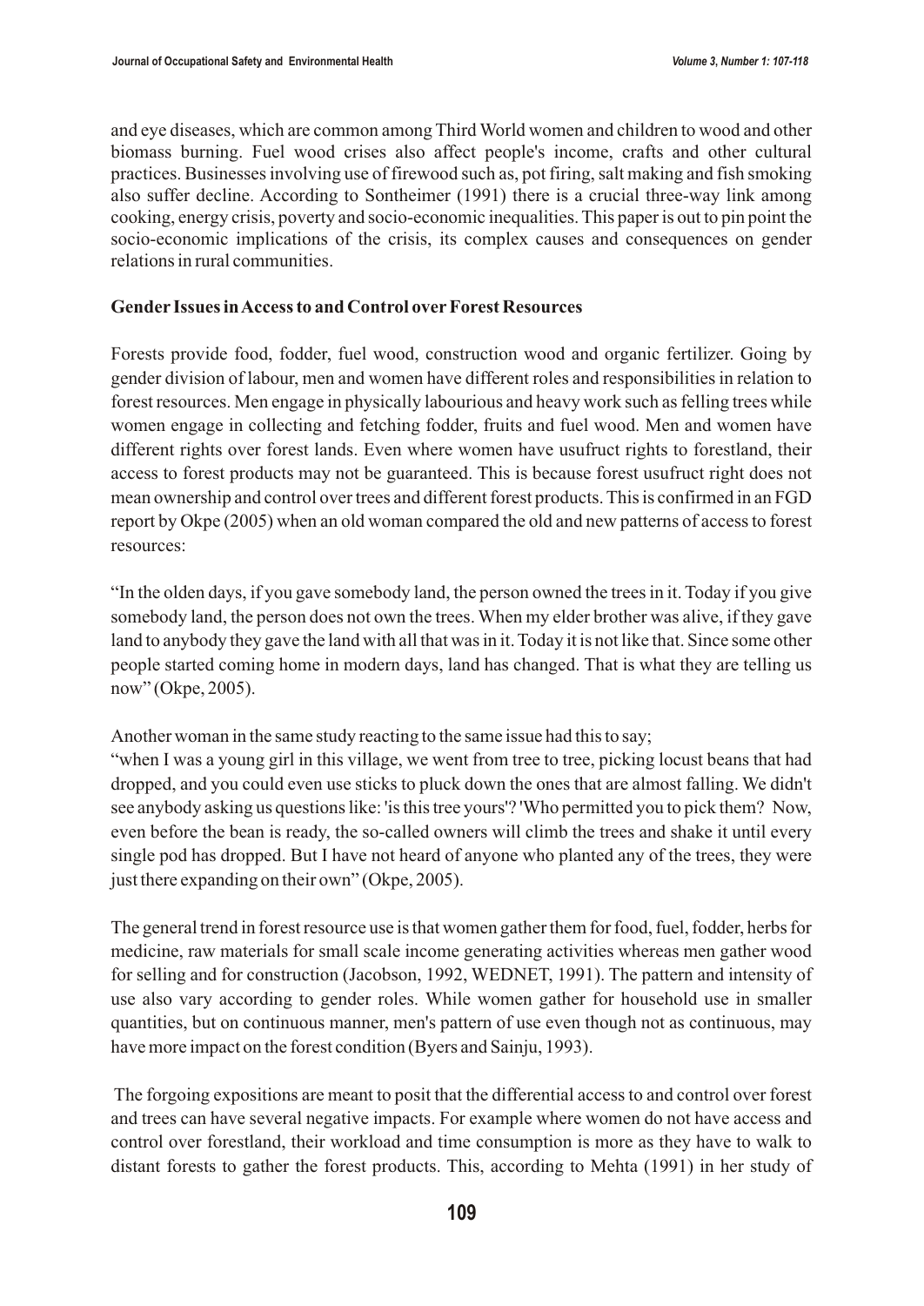and eye diseases, which are common among Third World women and children to wood and other biomass burning. Fuel wood crises also affect people's income, crafts and other cultural practices. Businesses involving use of firewood such as, pot firing, salt making and fish smoking also suffer decline. According to Sontheimer (1991) there is a crucial three-way link among cooking, energy crisis, poverty and socio-economic inequalities. This paper is out to pin point the socio-economic implications of the crisis, its complex causes and consequences on gender relations in rural communities.

**Gender Issues in Access to and Control over Forest Resources**

Forests provide food, fodder, fuel wood, construction wood and organic fertilizer. Going by gender division of labour, men and women have different roles and responsibilities in relation to forest resources. Men engage in physically labourious and heavy work such as felling trees while women engage in collecting and fetching fodder, fruits and fuel wood. Men and women have different rights over forest lands. Even where women have usufruct rights to forestland, their access to forest products may not be guaranteed. This is because forest usufruct right does not mean ownership and control over trees and different forest products. This is confirmed in an FGD report by Okpe (2005) when an old woman compared the old and new patterns of access to forest resources:

"In the olden days, if you gave somebody land, the person owned the trees in it. Today if you give somebody land, the person does not own the trees. When my elder brother was alive, if they gave land to anybody they gave the land with all that was in it. Today it is not like that. Since some other people started coming home in modern days, land has changed. That is what they are telling us now" (Okpe, 2005).

Another woman in the same study reacting to the same issue had this to say;

"when I was a young girl in this village, we went from tree to tree, picking locust beans that had dropped, and you could even use sticks to pluck down the ones that are almost falling. We didn't see anybody asking us questions like: 'is this tree yours'? 'Who permitted you to pick them? Now, even before the bean is ready, the so-called owners will climb the trees and shake it until every single pod has dropped. But I have not heard of anyone who planted any of the trees, they were just there expanding on their own" (Okpe, 2005).

The general trend in forest resource use is that women gather them for food, fuel, fodder, herbs for medicine, raw materials for small scale income generating activities whereas men gather wood for selling and for construction (Jacobson, 1992, WEDNET, 1991). The pattern and intensity of use also vary according to gender roles. While women gather for household use in smaller quantities, but on continuous manner, men's pattern of use even though not as continuous, may have more impact on the forest condition (Byers and Sainju, 1993).

The forgoing expositions are meant to posit that the differential access to and control over forest and trees can have several negative impacts. For example where women do not have access and control over forestland, their workload and time consumption is more as they have to walk to distant forests to gather the forest products. This, according to Mehta (1991) in her study of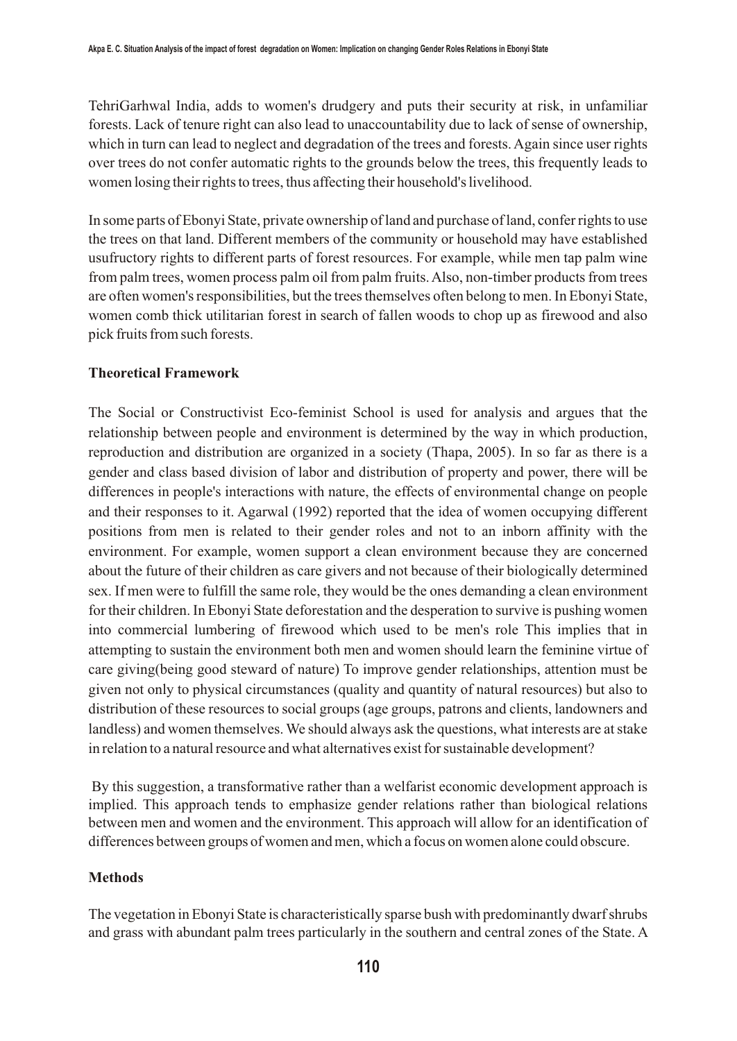TehriGarhwal India, adds to women's drudgery and puts their security at risk, in unfamiliar forests. Lack of tenure right can also lead to unaccountability due to lack of sense of ownership, which in turn can lead to neglect and degradation of the trees and forests. Again since user rights over trees do not confer automatic rights to the grounds below the trees, this frequently leads to women losing their rights to trees, thus affecting their household's livelihood.

In some parts of Ebonyi State, private ownership of land and purchase of land, confer rights to use the trees on that land. Different members of the community or household may have established usufructory rights to different parts of forest resources. For example, while men tap palm wine from palm trees, women process palm oil from palm fruits. Also, non-timber products from trees are often women's responsibilities, but the trees themselves often belong to men. In Ebonyi State, women comb thick utilitarian forest in search of fallen woods to chop up as firewood and also pick fruits from such forests.

## Theoretical Framework

The Social or Constructivist Eco-feminist School is used for analysis and argues that the relationship between people and environment is determined by the way in which production, reproduction and distribution are organized in a society (Thapa, 2005). In so far as there is a gender and class based division of labor and distribution of property and power, there will be differences in people's interactions with nature, the effects of environmental change on people and their responses to it. Agarwal (1992) reported that the idea of women occupying different positions from men is related to their gender roles and not to an inborn affinity with the environment. For example, women support a clean environment because they are concerned about the future of their children as care givers and not because of their biologically determined sex. If men were to fulfill the same role, they would be the ones demanding a clean environment for their children. In Ebonyi State deforestation and the desperation to survive is pushing women into commercial lumbering of firewood which used to be men's role This implies that in attempting to sustain the environment both men and women should learn the feminine virtue of care giving(being good steward of nature) To improve gender relationships, attention must be given not only to physical circumstances (quality and quantity of natural resources) but also to distribution of these resources to social groups (age groups, patrons and clients, landowners and landless) and women themselves. We should always ask the questions, what interests are at stake in relation to a natural resource and what alternatives exist for sustainable development?

By this suggestion, a transformative rather than a welfarist economic development approach is implied. This approach tends to emphasize gender relations rather than biological relations between men and women and the environment. This approach will allow for an identification of differences between groups of women and men, which a focus on women alone could obscure.

## Methods

The vegetation in Ebonyi State is characteristically sparse bush with predominantly dwarf shrubs and grass with abundant palm trees particularly in the southern and central zones of the State. A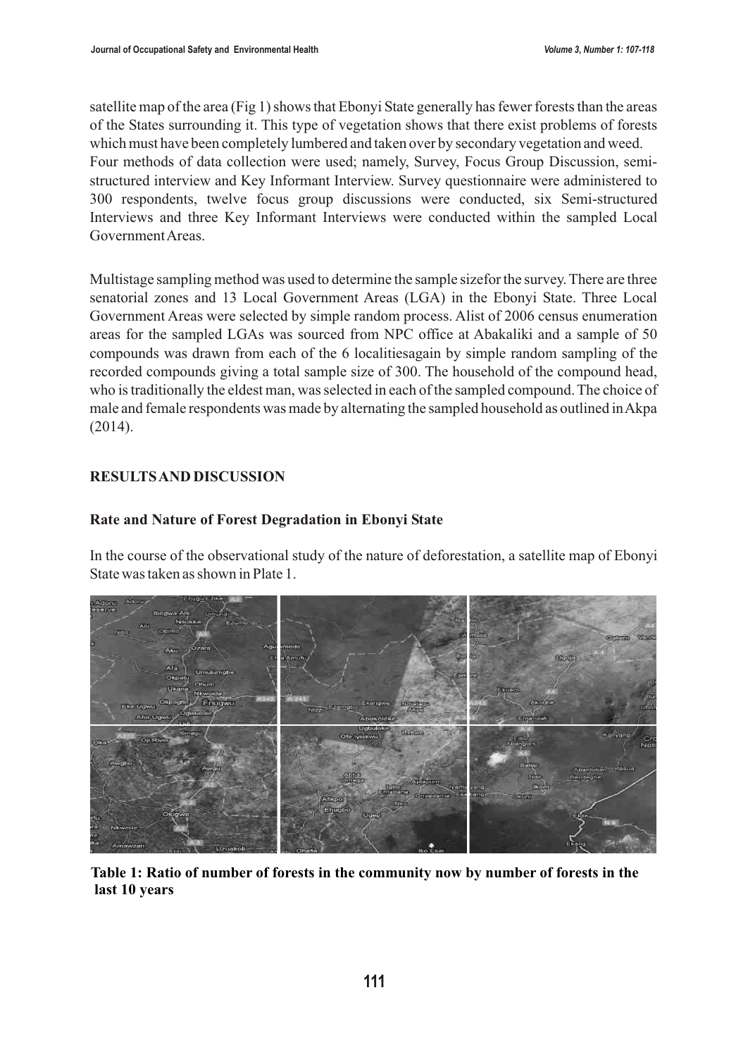satellite map of the area (Fig 1) shows that Ebonyi State generally has fewer forests than the areas of the States surrounding it. This type of vegetation shows that there exist problems of forests which must have been completely lumbered and taken over by secondary vegetation and weed.
Four methods of data collection were used; namely, Survey, Focus Group Discussion, semi-structured interview and Key Informant Interview. Survey questionnaire were administered to 300 respondents, twelve focus group discussions were conducted, six Semi-structured Interviews and three Key Informant Interviews were conducted within the sampled Local Government Areas.

Multistage sampling method was used to determine the sample sizefor the survey. There are three senatorial zones and 13 Local Government Areas (LGA) in the Ebonyi State. Three Local Government Areas were selected by simple random process. Alist of 2006 census enumeration areas for the sampled LGAs was sourced from NPC office at Abakaliki and a sample of 50 compounds was drawn from each of the 6 localitiesagain by simple random sampling of the recorded compounds giving a total sample size of 300. The household of the compound head, who is traditionally the eldest man, was selected in each of the sampled compound. The choice of male and female respondents was made by alternating the sampled household as outlined in Akpa (2014).

## RESULTS AND DISCUSSION

### Rate and Nature of Forest Degradation in Ebonyi State

In the course of the observational study of the nature of deforestation, a satellite map of Ebonyi State was taken as shown in Plate 1.

**Table 1: Ratio of number of forests in the community now by number of forests in the last 10 years**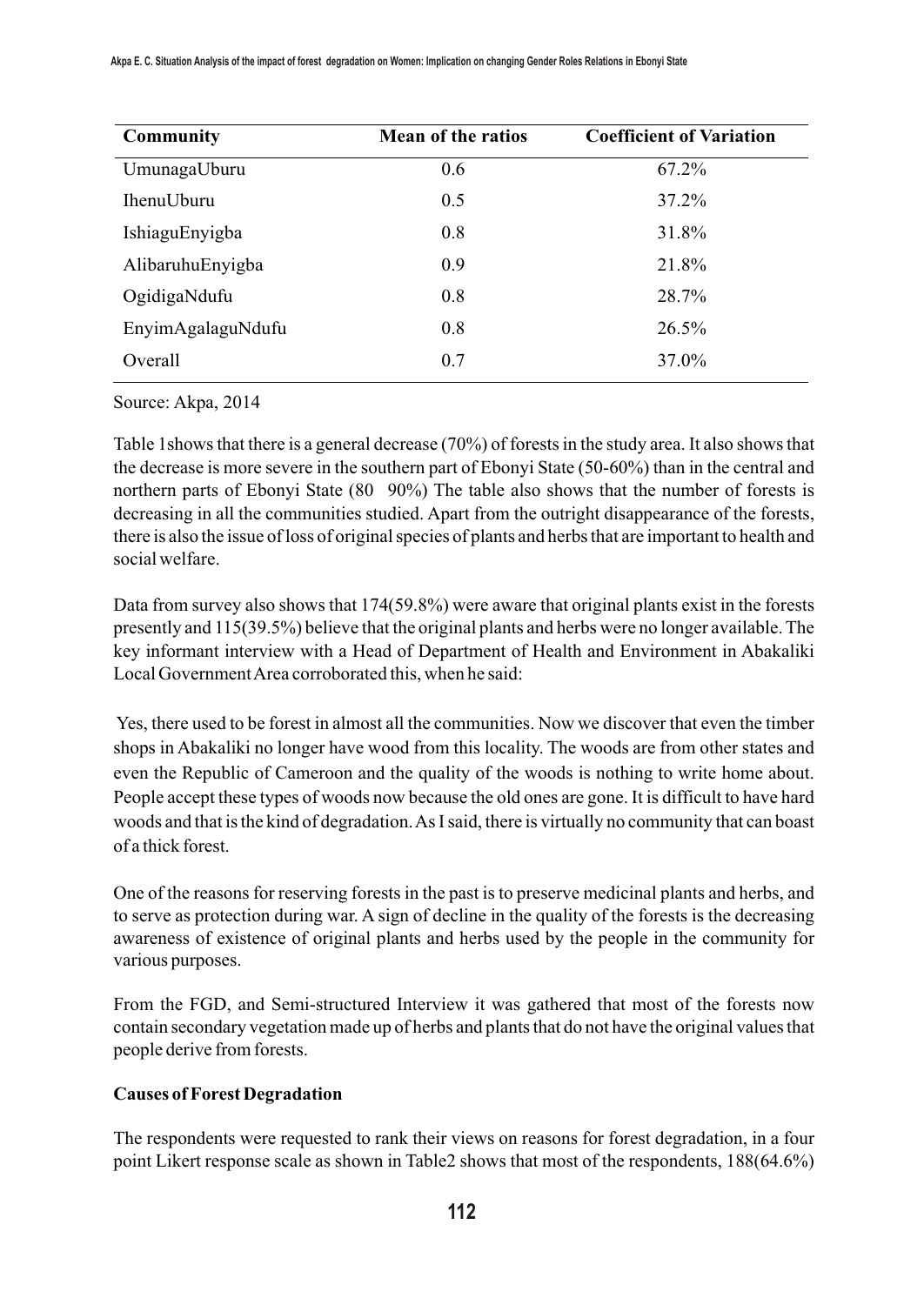| Community | Mean of the ratios | Coefficient of Variation |
|---|---|---|
| UmunagaUburu | 0.6 | 67.2% |
| IhenuUburu | 0.5 | 37.2% |
| IshiaguEnyigba | 0.8 | 31.8% |
| AlibaruhuEnyigba | 0.9 | 21.8% |
| OgidigaNdufu | 0.8 | 28.7% |
| EnyimAgalaguNdufu | 0.8 | 26.5% |
| Overall | 0.7 | 37.0% |

Source: Akpa, 2014

Table 1shows that there is a general decrease (70%) of forests in the study area. It also shows that the decrease is more severe in the southern part of Ebonyi State (50-60%) than in the central and northern parts of Ebonyi State (80 90%) The table also shows that the number of forests is decreasing in all the communities studied. Apart from the outright disappearance of the forests, there is also the issue of loss of original species of plants and herbs that are important to health and social welfare.

Data from survey also shows that 174(59.8%) were aware that original plants exist in the forests presently and 115(39.5%) believe that the original plants and herbs were no longer available. The key informant interview with a Head of Department of Health and Environment in Abakaliki Local Government Area corroborated this, when he said:

Yes, there used to be forest in almost all the communities. Now we discover that even the timber shops in Abakaliki no longer have wood from this locality. The woods are from other states and even the Republic of Cameroon and the quality of the woods is nothing to write home about. People accept these types of woods now because the old ones are gone. It is difficult to have hard woods and that is the kind of degradation. As I said, there is virtually no community that can boast of a thick forest.

One of the reasons for reserving forests in the past is to preserve medicinal plants and herbs, and to serve as protection during war. A sign of decline in the quality of the forests is the decreasing awareness of existence of original plants and herbs used by the people in the community for various purposes.

From the FGD, and Semi-structured Interview it was gathered that most of the forests now contain secondary vegetation made up of herbs and plants that do not have the original values that people derive from forests.

**Causes of Forest Degradation**

The respondents were requested to rank their views on reasons for forest degradation, in a four point Likert response scale as shown in Table2 shows that most of the respondents, 188(64.6%)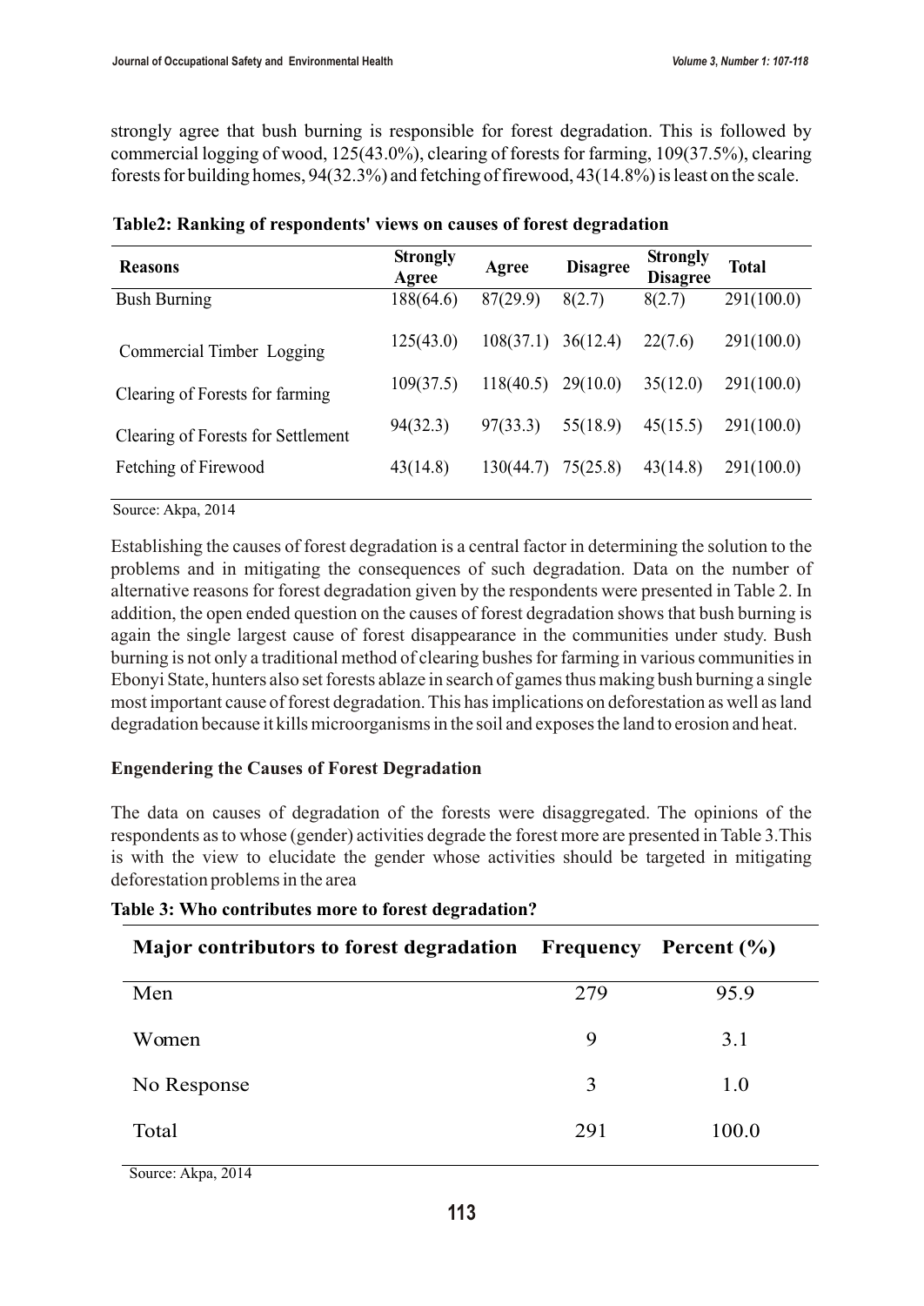strongly agree that bush burning is responsible for forest degradation. This is followed by commercial logging of wood, 125(43.0%), clearing of forests for farming, 109(37.5%), clearing forests for building homes, 94(32.3%) and fetching of firewood, 43(14.8%) is least on the scale.

**Table2: Ranking of respondents' views on causes of forest degradation**

| Reasons | Strongly Agree | Agree | Disagree | Strongly Disagree | Total |
|---|---|---|---|---|---|
| Bush Burning | 188(64.6) | 87(29.9) | 8(2.7) | 8(2.7) | 291(100.0) |
| Commercial Timber Logging | 125(43.0) | 108(37.1) | 36(12.4) | 22(7.6) | 291(100.0) |
| Clearing of Forests for farming | 109(37.5) | 118(40.5) | 29(10.0) | 35(12.0) | 291(100.0) |
| Clearing of Forests for Settlement | 94(32.3) | 97(33.3) | 55(18.9) | 45(15.5) | 291(100.0) |
| Fetching of Firewood | 43(14.8) | 130(44.7) | 75(25.8) | 43(14.8) | 291(100.0) |

Source: Akpa, 2014

Establishing the causes of forest degradation is a central factor in determining the solution to the problems and in mitigating the consequences of such degradation. Data on the number of alternative reasons for forest degradation given by the respondents were presented in Table 2. In addition, the open ended question on the causes of forest degradation shows that bush burning is again the single largest cause of forest disappearance in the communities under study. Bush burning is not only a traditional method of clearing bushes for farming in various communities in Ebonyi State, hunters also set forests ablaze in search of games thus making bush burning a single most important cause of forest degradation. This has implications on deforestation as well as land degradation because it kills microorganisms in the soil and exposes the land to erosion and heat.

**Engendering the Causes of Forest Degradation**

The data on causes of degradation of the forests were disaggregated. The opinions of the respondents as to whose (gender) activities degrade the forest more are presented in Table 3.This is with the view to elucidate the gender whose activities should be targeted in mitigating deforestation problems in the area

**Table 3: Who contributes more to forest degradation?**

| Major contributors to forest degradation | Frequency | Percent (%) |
|---|---|---|
| Men | 279 | 95.9 |
| Women | 9 | 3.1 |
| No Response | 3 | 1.0 |
| Total | 291 | 100.0 |

Source: Akpa, 2014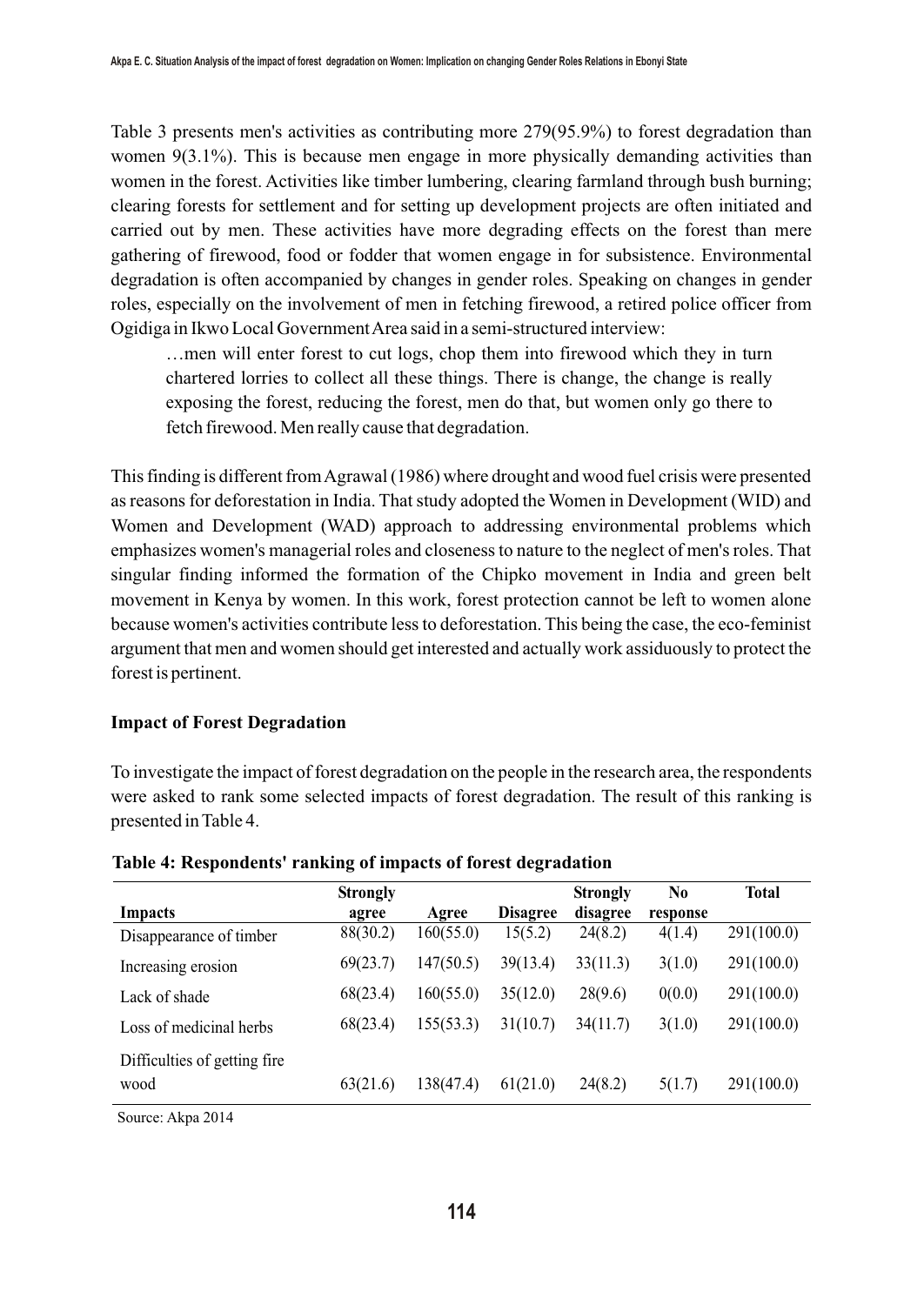Table 3 presents men's activities as contributing more 279(95.9%) to forest degradation than women 9(3.1%). This is because men engage in more physically demanding activities than women in the forest. Activities like timber lumbering, clearing farmland through bush burning; clearing forests for settlement and for setting up development projects are often initiated and carried out by men. These activities have more degrading effects on the forest than mere gathering of firewood, food or fodder that women engage in for subsistence. Environmental degradation is often accompanied by changes in gender roles. Speaking on changes in gender roles, especially on the involvement of men in fetching firewood, a retired police officer from Ogidiga in Ikwo Local Government Area said in a semi-structured interview:

> …men will enter forest to cut logs, chop them into firewood which they in turn chartered lorries to collect all these things. There is change, the change is really exposing the forest, reducing the forest, men do that, but women only go there to fetch firewood. Men really cause that degradation.

This finding is different from Agrawal (1986) where drought and wood fuel crisis were presented as reasons for deforestation in India. That study adopted the Women in Development (WID) and Women and Development (WAD) approach to addressing environmental problems which emphasizes women's managerial roles and closeness to nature to the neglect of men's roles. That singular finding informed the formation of the Chipko movement in India and green belt movement in Kenya by women. In this work, forest protection cannot be left to women alone because women's activities contribute less to deforestation. This being the case, the eco-feminist argument that men and women should get interested and actually work assiduously to protect the forest is pertinent.

**Impact of Forest Degradation**

To investigate the impact of forest degradation on the people in the research area, the respondents were asked to rank some selected impacts of forest degradation. The result of this ranking is presented in Table 4.

**Table 4: Respondents' ranking of impacts of forest degradation**

| Impacts | Strongly agree | Agree | Disagree | Strongly disagree | No response | Total |
|---|---|---|---|---|---|---|
| Disappearance of timber | 88(30.2) | 160(55.0) | 15(5.2) | 24(8.2) | 4(1.4) | 291(100.0) |
| Increasing erosion | 69(23.7) | 147(50.5) | 39(13.4) | 33(11.3) | 3(1.0) | 291(100.0) |
| Lack of shade | 68(23.4) | 160(55.0) | 35(12.0) | 28(9.6) | 0(0.0) | 291(100.0) |
| Loss of medicinal herbs | 68(23.4) | 155(53.3) | 31(10.7) | 34(11.7) | 3(1.0) | 291(100.0) |
| Difficulties of getting fire wood | 63(21.6) | 138(47.4) | 61(21.0) | 24(8.2) | 5(1.7) | 291(100.0) |

Source: Akpa 2014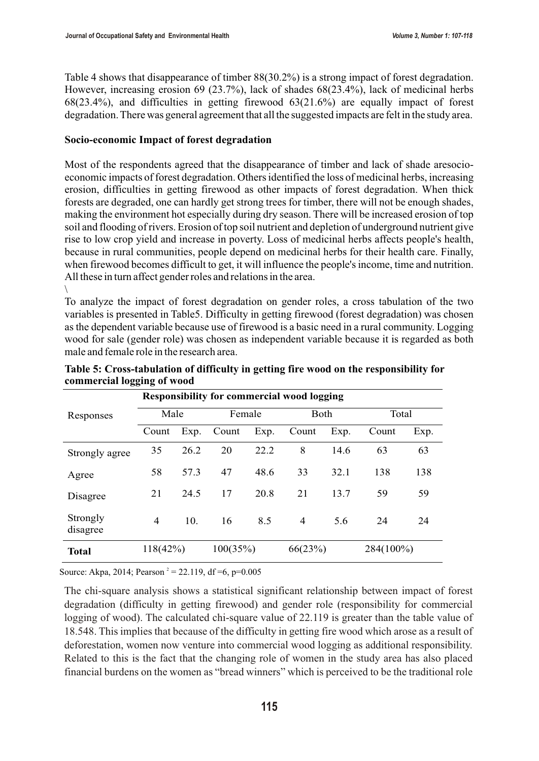Table 4 shows that disappearance of timber 88(30.2%) is a strong impact of forest degradation. However, increasing erosion 69 (23.7%), lack of shades 68(23.4%), lack of medicinal herbs 68(23.4%), and difficulties in getting firewood 63(21.6%) are equally impact of forest degradation. There was general agreement that all the suggested impacts are felt in the study area.

**Socio-economic Impact of forest degradation**

Most of the respondents agreed that the disappearance of timber and lack of shade aresocio-economic impacts of forest degradation. Others identified the loss of medicinal herbs, increasing erosion, difficulties in getting firewood as other impacts of forest degradation. When thick forests are degraded, one can hardly get strong trees for timber, there will not be enough shades, making the environment hot especially during dry season. There will be increased erosion of top soil and flooding of rivers. Erosion of top soil nutrient and depletion of underground nutrient give rise to low crop yield and increase in poverty. Loss of medicinal herbs affects people's health, because in rural communities, people depend on medicinal herbs for their health care. Finally, when firewood becomes difficult to get, it will influence the people's income, time and nutrition. All these in turn affect gender roles and relations in the area.
\
To analyze the impact of forest degradation on gender roles, a cross tabulation of the two variables is presented in Table5. Difficulty in getting firewood (forest degradation) was chosen as the dependent variable because use of firewood is a basic need in a rural community. Logging wood for sale (gender role) was chosen as independent variable because it is regarded as both male and female role in the research area.

**Table 5: Cross-tabulation of difficulty in getting fire wood on the responsibility for commercial logging of wood**

| Responses | Responsibility for commercial wood logging | | | | | | | |
|---|---|---|---|---|---|---|---|---|
| | Male | | Female | | Both | | Total | |
| | Count | Exp. | Count | Exp. | Count | Exp. | Count | Exp. |
| Strongly agree | 35 | 26.2 | 20 | 22.2 | 8 | 14.6 | 63 | 63 |
| Agree | 58 | 57.3 | 47 | 48.6 | 33 | 32.1 | 138 | 138 |
| Disagree | 21 | 24.5 | 17 | 20.8 | 21 | 13.7 | 59 | 59 |
| Strongly disagree | 4 | 10. | 16 | 8.5 | 4 | 5.6 | 24 | 24 |
| **Total** | 118(42%) | | 100(35%) | | 66(23%) | | 284(100%) | |

Source: Akpa, 2014; Pearson $^2$ = 22.119, df =6, p=0.005

The chi-square analysis shows a statistical significant relationship between impact of forest degradation (difficulty in getting firewood) and gender role (responsibility for commercial logging of wood). The calculated chi-square value of 22.119 is greater than the table value of 18.548. This implies that because of the difficulty in getting fire wood which arose as a result of deforestation, women now venture into commercial wood logging as additional responsibility. Related to this is the fact that the changing role of women in the study area has also placed financial burdens on the women as "bread winners" which is perceived to be the traditional role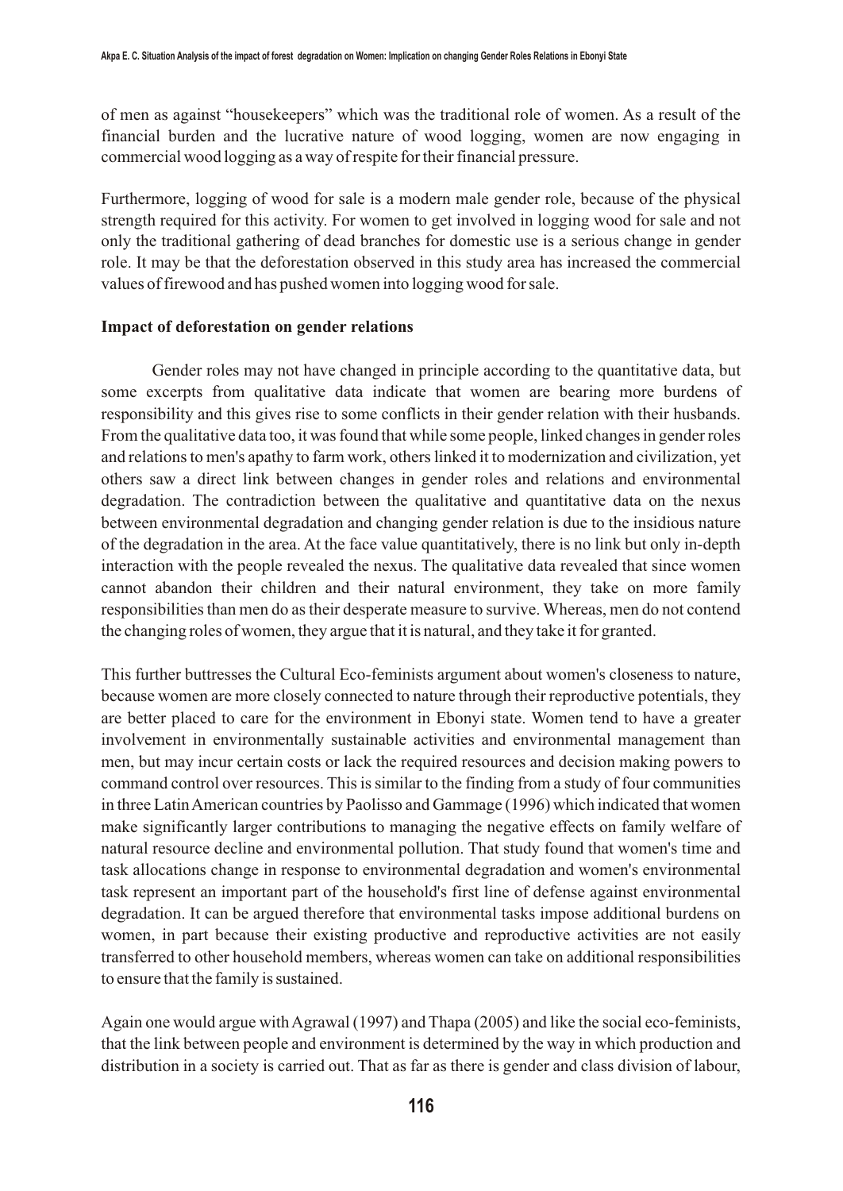of men as against "housekeepers" which was the traditional role of women. As a result of the financial burden and the lucrative nature of wood logging, women are now engaging in commercial wood logging as a way of respite for their financial pressure.

Furthermore, logging of wood for sale is a modern male gender role, because of the physical strength required for this activity. For women to get involved in logging wood for sale and not only the traditional gathering of dead branches for domestic use is a serious change in gender role. It may be that the deforestation observed in this study area has increased the commercial values of firewood and has pushed women into logging wood for sale.

**Impact of deforestation on gender relations**

Gender roles may not have changed in principle according to the quantitative data, but some excerpts from qualitative data indicate that women are bearing more burdens of responsibility and this gives rise to some conflicts in their gender relation with their husbands. From the qualitative data too, it was found that while some people, linked changes in gender roles and relations to men's apathy to farm work, others linked it to modernization and civilization, yet others saw a direct link between changes in gender roles and relations and environmental degradation. The contradiction between the qualitative and quantitative data on the nexus between environmental degradation and changing gender relation is due to the insidious nature of the degradation in the area. At the face value quantitatively, there is no link but only in-depth interaction with the people revealed the nexus. The qualitative data revealed that since women cannot abandon their children and their natural environment, they take on more family responsibilities than men do as their desperate measure to survive. Whereas, men do not contend the changing roles of women, they argue that it is natural, and they take it for granted.

This further buttresses the Cultural Eco-feminists argument about women's closeness to nature, because women are more closely connected to nature through their reproductive potentials, they are better placed to care for the environment in Ebonyi state. Women tend to have a greater involvement in environmentally sustainable activities and environmental management than men, but may incur certain costs or lack the required resources and decision making powers to command control over resources. This is similar to the finding from a study of four communities in three Latin American countries by Paolisso and Gammage (1996) which indicated that women make significantly larger contributions to managing the negative effects on family welfare of natural resource decline and environmental pollution. That study found that women's time and task allocations change in response to environmental degradation and women's environmental task represent an important part of the household's first line of defense against environmental degradation. It can be argued therefore that environmental tasks impose additional burdens on women, in part because their existing productive and reproductive activities are not easily transferred to other household members, whereas women can take on additional responsibilities to ensure that the family is sustained.

Again one would argue with Agrawal (1997) and Thapa (2005) and like the social eco-feminists, that the link between people and environment is determined by the way in which production and distribution in a society is carried out. That as far as there is gender and class division of labour,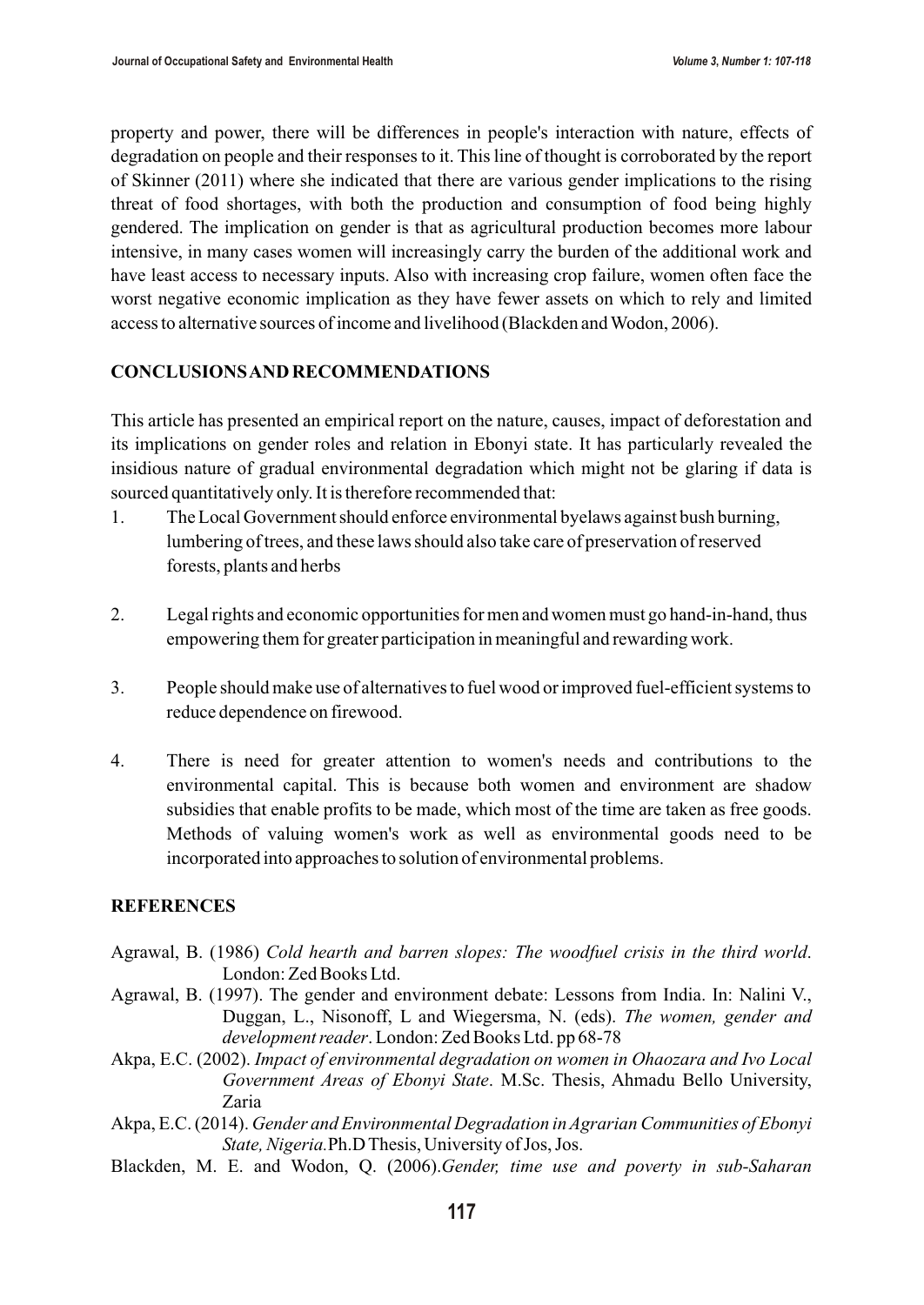property and power, there will be differences in people's interaction with nature, effects of degradation on people and their responses to it. This line of thought is corroborated by the report of Skinner (2011) where she indicated that there are various gender implications to the rising threat of food shortages, with both the production and consumption of food being highly gendered. The implication on gender is that as agricultural production becomes more labour intensive, in many cases women will increasingly carry the burden of the additional work and have least access to necessary inputs. Also with increasing crop failure, women often face the worst negative economic implication as they have fewer assets on which to rely and limited access to alternative sources of income and livelihood (Blackden and Wodon, 2006).

## CONCLUSIONS AND RECOMMENDATIONS

This article has presented an empirical report on the nature, causes, impact of deforestation and its implications on gender roles and relation in Ebonyi state. It has particularly revealed the insidious nature of gradual environmental degradation which might not be glaring if data is sourced quantitatively only. It is therefore recommended that:

1. The Local Government should enforce environmental byelaws against bush burning, lumbering of trees, and these laws should also take care of preservation of reserved forests, plants and herbs

2. Legal rights and economic opportunities for men and women must go hand-in-hand, thus empowering them for greater participation in meaningful and rewarding work.

3. People should make use of alternatives to fuel wood or improved fuel-efficient systems to reduce dependence on firewood.

4. There is need for greater attention to women's needs and contributions to the environmental capital. This is because both women and environment are shadow subsidies that enable profits to be made, which most of the time are taken as free goods. Methods of valuing women's work as well as environmental goods need to be incorporated into approaches to solution of environmental problems.

## REFERENCES

Agrawal, B. (1986) *Cold hearth and barren slopes: The woodfuel crisis in the third world*. London: Zed Books Ltd.

Agrawal, B. (1997). The gender and environment debate: Lessons from India. In: Nalini V., Duggan, L., Nisonoff, L and Wiegersma, N. (eds). *The women, gender and development reader*. London: Zed Books Ltd. pp 68-78

Akpa, E.C. (2002). *Impact of environmental degradation on women in Ohaozara and Ivo Local Government Areas of Ebonyi State*. M.Sc. Thesis, Ahmadu Bello University, Zaria

Akpa, E.C. (2014). *Gender and Environmental Degradation in Agrarian Communities of Ebonyi State, Nigeria.* Ph.D Thesis, University of Jos, Jos.

Blackden, M. E. and Wodon, Q. (2006). *Gender, time use and poverty in sub-Saharan*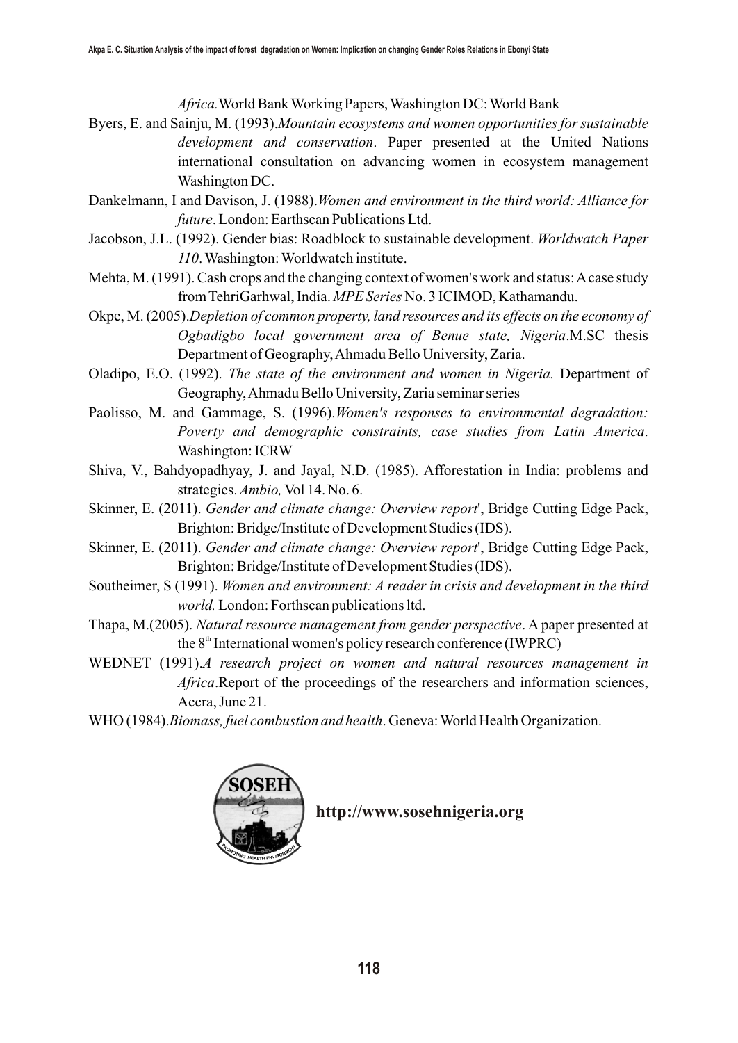*Africa.* World Bank Working Papers, Washington DC: World Bank

Byers, E. and Sainju, M. (1993).*Mountain ecosystems and women opportunities for sustainable development and conservation*. Paper presented at the United Nations international consultation on advancing women in ecosystem management Washington DC.

Dankelmann, I and Davison, J. (1988).*Women and environment in the third world: Alliance for future*. London: Earthscan Publications Ltd.

Jacobson, J.L. (1992). Gender bias: Roadblock to sustainable development. *Worldwatch Paper 110*. Washington: Worldwatch institute.

Mehta, M. (1991). Cash crops and the changing context of women's work and status: A case study from TehriGarhwal, India. *MPE Series* No. 3 ICIMOD, Kathamandu.

Okpe, M. (2005).*Depletion of common property, land resources and its effects on the economy of Ogbadigbo local government area of Benue state, Nigeria*.M.SC thesis Department of Geography, Ahmadu Bello University, Zaria.

Oladipo, E.O. (1992). *The state of the environment and women in Nigeria.* Department of Geography, Ahmadu Bello University, Zaria seminar series

Paolisso, M. and Gammage, S. (1996).*Women's responses to environmental degradation: Poverty and demographic constraints, case studies from Latin America*. Washington: ICRW

Shiva, V., Bahdyopadhyay, J. and Jayal, N.D. (1985). Afforestation in India: problems and strategies. *Ambio,* Vol 14. No. 6.

Skinner, E. (2011). *Gender and climate change: Overview report*', Bridge Cutting Edge Pack, Brighton: Bridge/Institute of Development Studies (IDS).

Skinner, E. (2011). *Gender and climate change: Overview report*', Bridge Cutting Edge Pack, Brighton: Bridge/Institute of Development Studies (IDS).

Southeimer, S (1991). *Women and environment: A reader in crisis and development in the third world.* London: Forthscan publications ltd.

Thapa, M.(2005). *Natural resource management from gender perspective*. A paper presented at the 8th International women's policy research conference (IWPRC)

WEDNET (1991).*A research project on women and natural resources management in Africa*.Report of the proceedings of the researchers and information sciences, Accra, June 21.

WHO (1984).*Biomass, fuel combustion and health*. Geneva: World Health Organization.

http://www.sosehnigeria.org